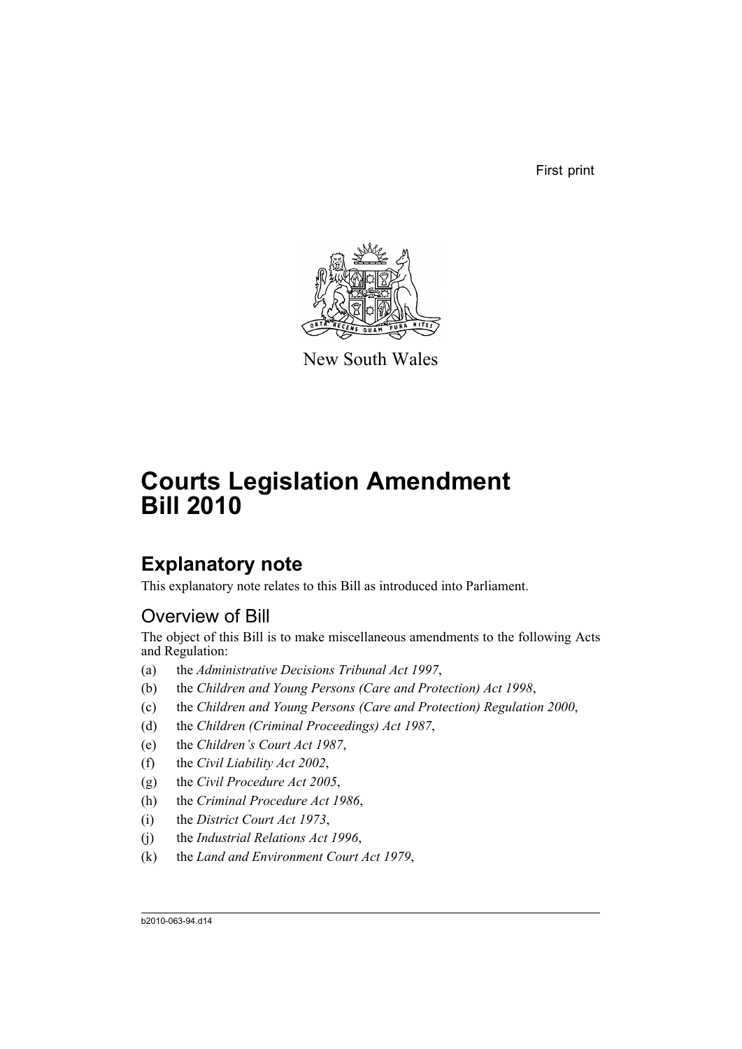First print

New South Wales

# Courts Legislation Amendment Bill 2010

## Explanatory note

This explanatory note relates to this Bill as introduced into Parliament.

### Overview of Bill

The object of this Bill is to make miscellaneous amendments to the following Acts and Regulation:

(a) the *Administrative Decisions Tribunal Act 1997*,

(b) the *Children and Young Persons (Care and Protection) Act 1998*,

(c) the *Children and Young Persons (Care and Protection) Regulation 2000*,

(d) the *Children (Criminal Proceedings) Act 1987*,

(e) the *Children's Court Act 1987*,

(f) the *Civil Liability Act 2002*,

(g) the *Civil Procedure Act 2005*,

(h) the *Criminal Procedure Act 1986*,

(i) the *District Court Act 1973*,

(j) the *Industrial Relations Act 1996*,

(k) the *Land and Environment Court Act 1979*,

b2010-063-94.d14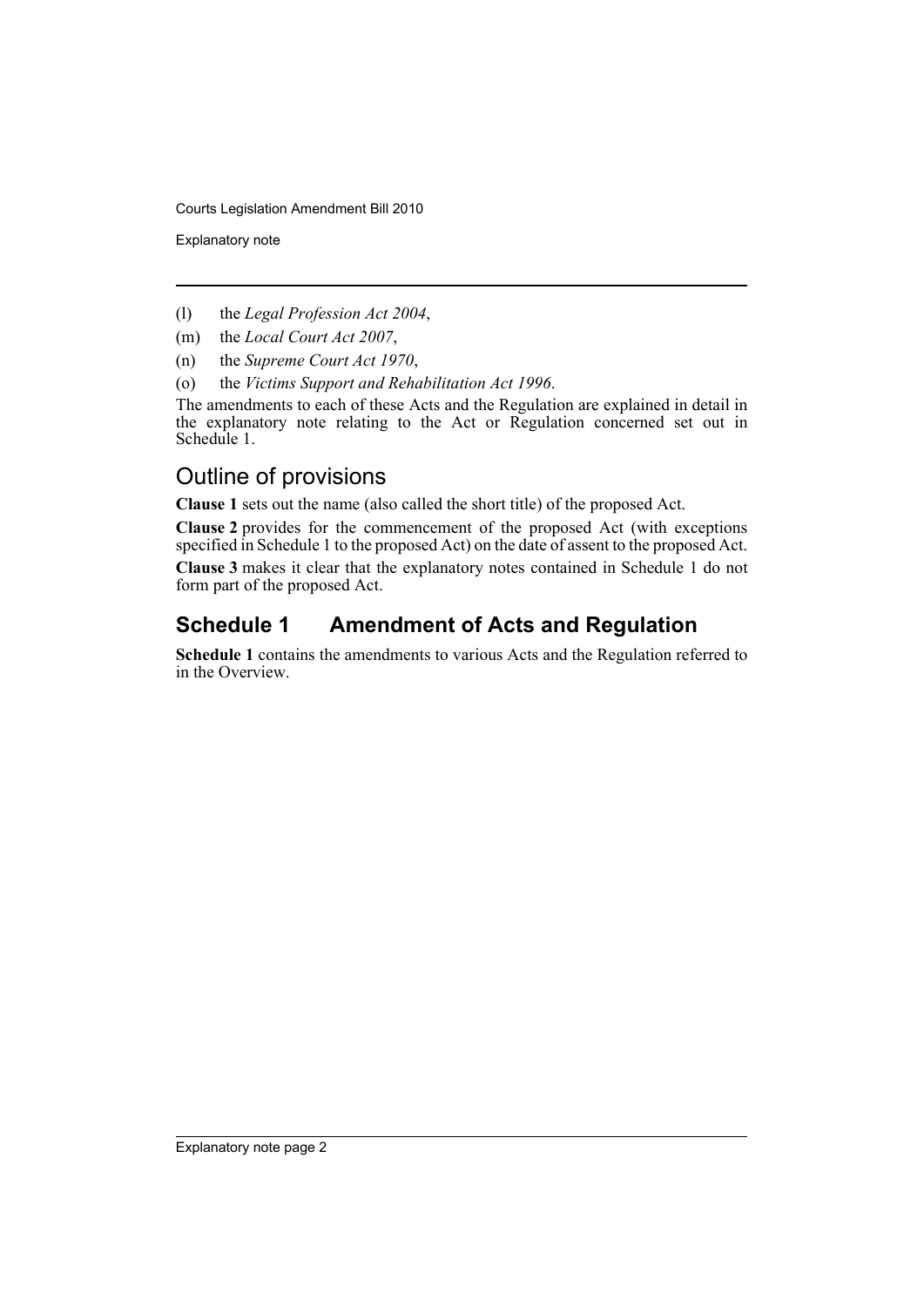(l) the *Legal Profession Act 2004*,

(m) the *Local Court Act 2007*,

(n) the *Supreme Court Act 1970*,

(o) the *Victims Support and Rehabilitation Act 1996*.

The amendments to each of these Acts and the Regulation are explained in detail in the explanatory note relating to the Act or Regulation concerned set out in Schedule 1.

## Outline of provisions

**Clause 1** sets out the name (also called the short title) of the proposed Act.

**Clause 2** provides for the commencement of the proposed Act (with exceptions specified in Schedule 1 to the proposed Act) on the date of assent to the proposed Act.

**Clause 3** makes it clear that the explanatory notes contained in Schedule 1 do not form part of the proposed Act.

## Schedule 1 Amendment of Acts and Regulation

**Schedule 1** contains the amendments to various Acts and the Regulation referred to in the Overview.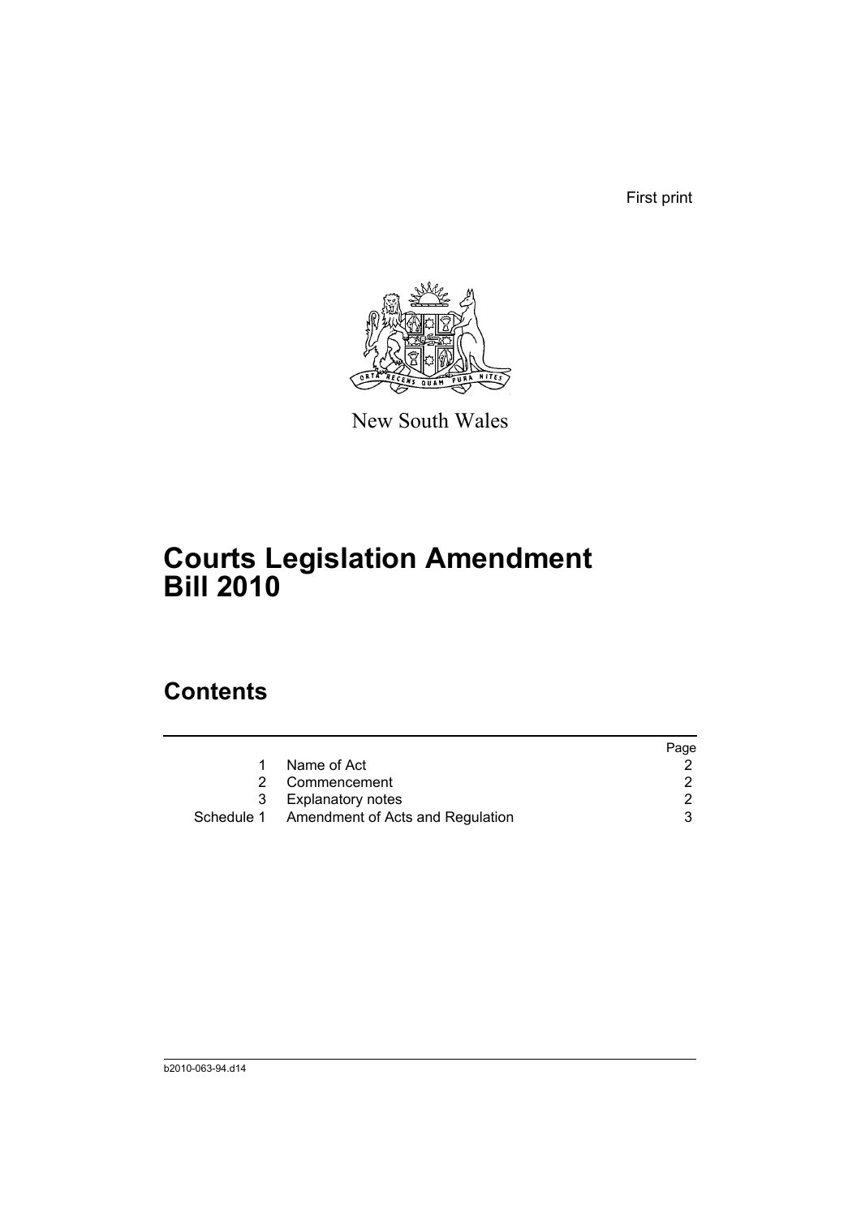First print

New South Wales

# Courts Legislation Amendment Bill 2010

## Contents

| | | Page |
|---|---|---|
| 1 | Name of Act | 2 |
| 2 | Commencement | 2 |
| 3 | Explanatory notes | 2 |
| Schedule 1 | Amendment of Acts and Regulation | 3 |

b2010-063-94.d14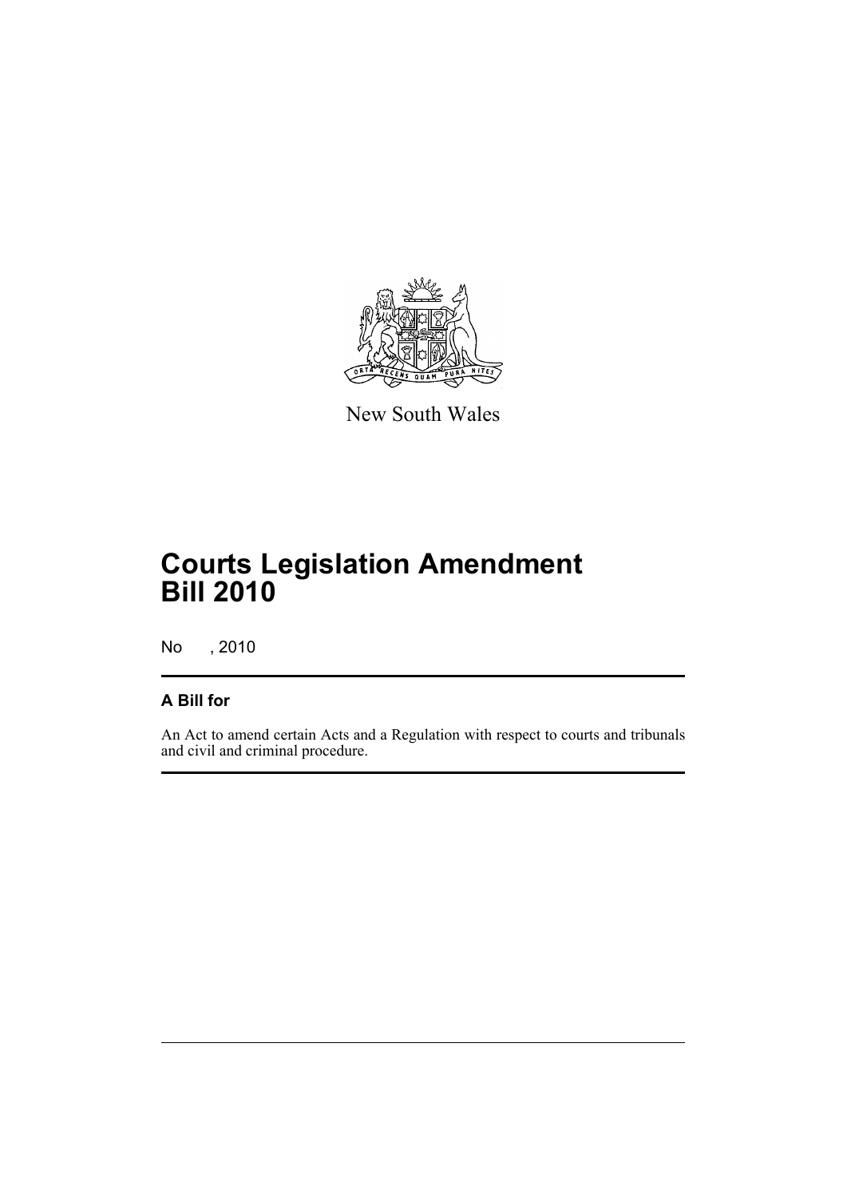New South Wales

# Courts Legislation Amendment Bill 2010

No , 2010

## A Bill for

An Act to amend certain Acts and a Regulation with respect to courts and tribunals and civil and criminal procedure.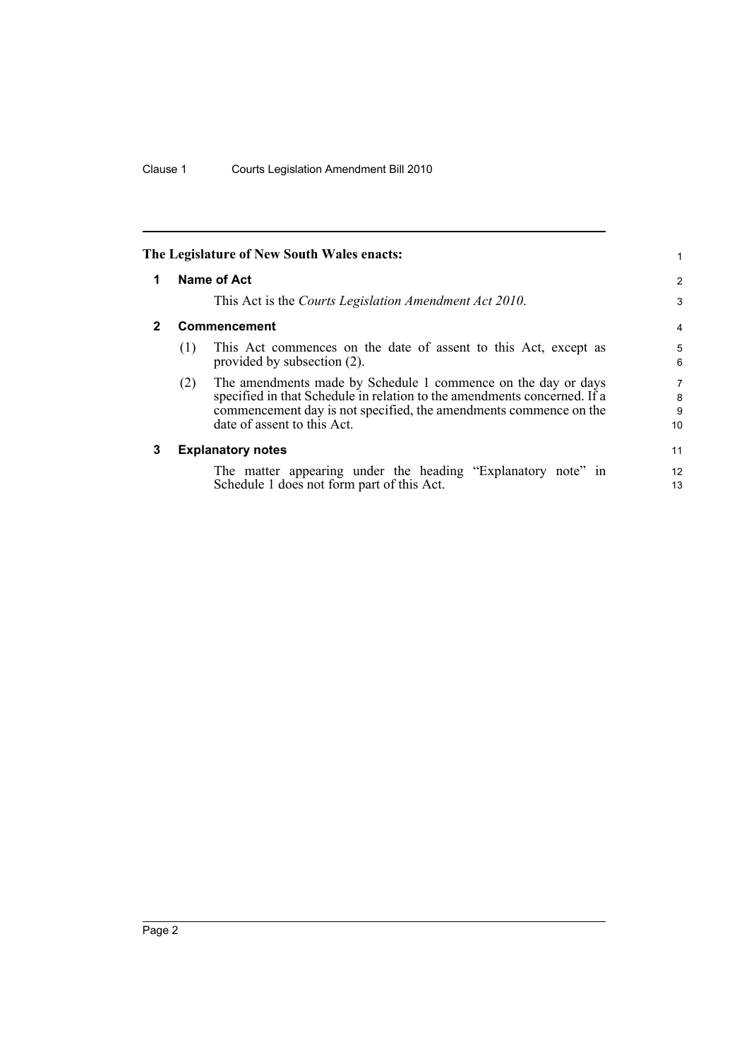**The Legislature of New South Wales enacts:**

**1 Name of Act**

This Act is the *Courts Legislation Amendment Act 2010*.

**2 Commencement**

(1) This Act commences on the date of assent to this Act, except as provided by subsection (2).

(2) The amendments made by Schedule 1 commence on the day or days specified in that Schedule in relation to the amendments concerned. If a commencement day is not specified, the amendments commence on the date of assent to this Act.

**3 Explanatory notes**

The matter appearing under the heading "Explanatory note" in Schedule 1 does not form part of this Act.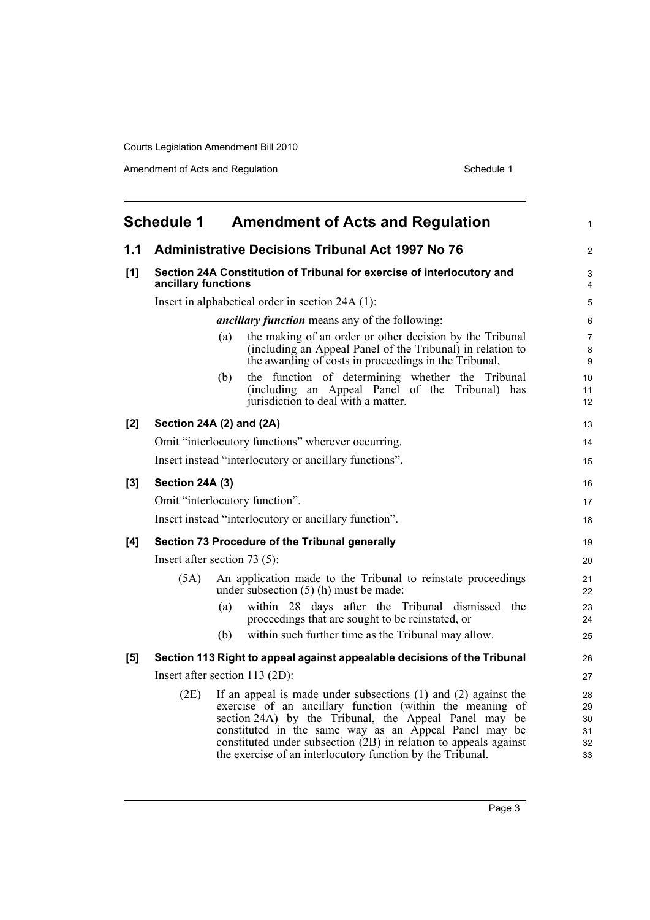# Schedule 1 Amendment of Acts and Regulation

## 1.1 Administrative Decisions Tribunal Act 1997 No 76

**[1] Section 24A Constitution of Tribunal for exercise of interlocutory and ancillary functions**

Insert in alphabetical order in section 24A (1):

***ancillary function*** means any of the following:

(a) the making of an order or other decision by the Tribunal (including an Appeal Panel of the Tribunal) in relation to the awarding of costs in proceedings in the Tribunal,

(b) the function of determining whether the Tribunal (including an Appeal Panel of the Tribunal) has jurisdiction to deal with a matter.

**[2] Section 24A (2) and (2A)**

Omit "interlocutory functions" wherever occurring.

Insert instead "interlocutory or ancillary functions".

**[3] Section 24A (3)**

Omit "interlocutory function".

Insert instead "interlocutory or ancillary function".

**[4] Section 73 Procedure of the Tribunal generally**

Insert after section 73 (5):

(5A) An application made to the Tribunal to reinstate proceedings under subsection (5) (h) must be made:

(a) within 28 days after the Tribunal dismissed the proceedings that are sought to be reinstated, or

(b) within such further time as the Tribunal may allow.

**[5] Section 113 Right to appeal against appealable decisions of the Tribunal**

Insert after section 113 (2D):

(2E) If an appeal is made under subsections (1) and (2) against the exercise of an ancillary function (within the meaning of section 24A) by the Tribunal, the Appeal Panel may be constituted in the same way as an Appeal Panel may be constituted under subsection (2B) in relation to appeals against the exercise of an interlocutory function by the Tribunal.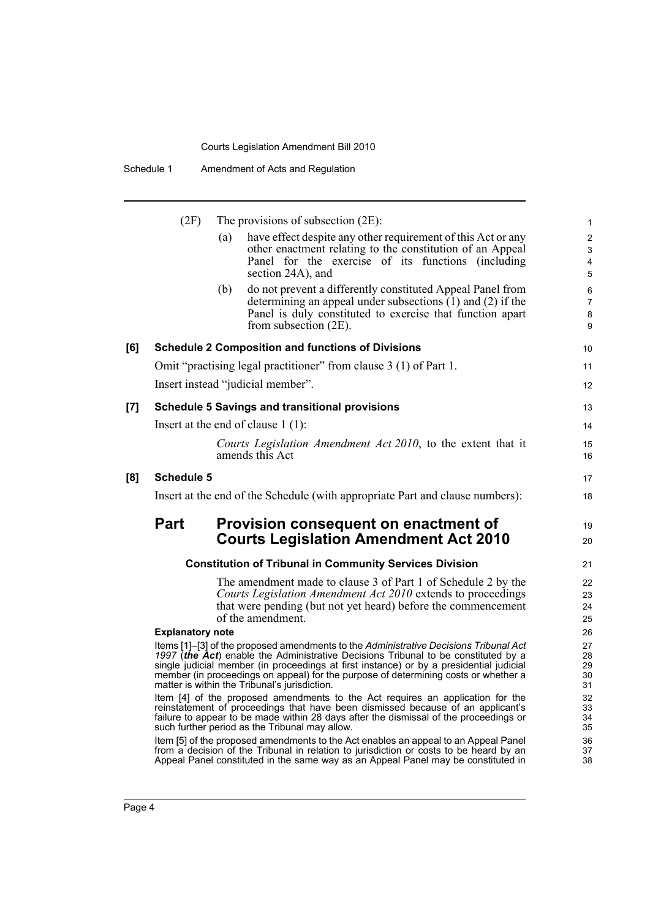(2F) The provisions of subsection (2E):

(a) have effect despite any other requirement of this Act or any other enactment relating to the constitution of an Appeal Panel for the exercise of its functions (including section 24A), and

(b) do not prevent a differently constituted Appeal Panel from determining an appeal under subsections (1) and (2) if the Panel is duly constituted to exercise that function apart from subsection (2E).

**[6] Schedule 2 Composition and functions of Divisions**

Omit "practising legal practitioner" from clause 3 (1) of Part 1.

Insert instead "judicial member".

**[7] Schedule 5 Savings and transitional provisions**

Insert at the end of clause 1 (1):

*Courts Legislation Amendment Act 2010*, to the extent that it amends this Act

**[8] Schedule 5**

Insert at the end of the Schedule (with appropriate Part and clause numbers):

## Part Provision consequent on enactment of Courts Legislation Amendment Act 2010

### Constitution of Tribunal in Community Services Division

The amendment made to clause 3 of Part 1 of Schedule 2 by the *Courts Legislation Amendment Act 2010* extends to proceedings that were pending (but not yet heard) before the commencement of the amendment.

**Explanatory note**

Items [1]–[3] of the proposed amendments to the *Administrative Decisions Tribunal Act 1997* (***the Act***) enable the Administrative Decisions Tribunal to be constituted by a single judicial member (in proceedings at first instance) or by a presidential judicial member (in proceedings on appeal) for the purpose of determining costs or whether a matter is within the Tribunal's jurisdiction.

Item [4] of the proposed amendments to the Act requires an application for the reinstatement of proceedings that have been dismissed because of an applicant's failure to appear to be made within 28 days after the dismissal of the proceedings or such further period as the Tribunal may allow.

Item [5] of the proposed amendments to the Act enables an appeal to an Appeal Panel from a decision of the Tribunal in relation to jurisdiction or costs to be heard by an Appeal Panel constituted in the same way as an Appeal Panel may be constituted in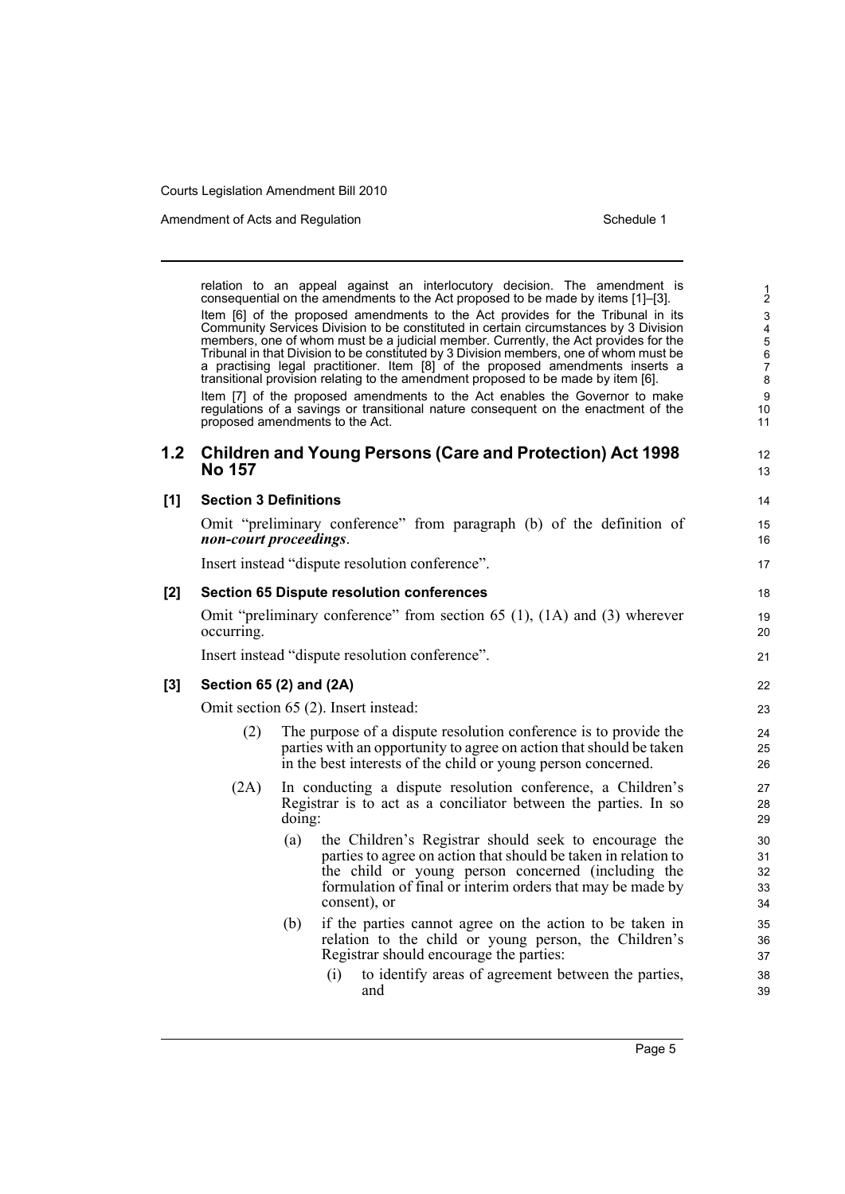relation to an appeal against an interlocutory decision. The amendment is consequential on the amendments to the Act proposed to be made by items [1]–[3].

Item [6] of the proposed amendments to the Act provides for the Tribunal in its Community Services Division to be constituted in certain circumstances by 3 Division members, one of whom must be a judicial member. Currently, the Act provides for the Tribunal in that Division to be constituted by 3 Division members, one of whom must be a practising legal practitioner. Item [8] of the proposed amendments inserts a transitional provision relating to the amendment proposed to be made by item [6].

Item [7] of the proposed amendments to the Act enables the Governor to make regulations of a savings or transitional nature consequent on the enactment of the proposed amendments to the Act.

## 1.2 Children and Young Persons (Care and Protection) Act 1998 No 157

### [1] Section 3 Definitions

Omit "preliminary conference" from paragraph (b) of the definition of ***non-court proceedings***.

Insert instead "dispute resolution conference".

### [2] Section 65 Dispute resolution conferences

Omit "preliminary conference" from section 65 (1), (1A) and (3) wherever occurring.

Insert instead "dispute resolution conference".

### [3] Section 65 (2) and (2A)

Omit section 65 (2). Insert instead:

(2) The purpose of a dispute resolution conference is to provide the parties with an opportunity to agree on action that should be taken in the best interests of the child or young person concerned.

(2A) In conducting a dispute resolution conference, a Children's Registrar is to act as a conciliator between the parties. In so doing:

(a) the Children's Registrar should seek to encourage the parties to agree on action that should be taken in relation to the child or young person concerned (including the formulation of final or interim orders that may be made by consent), or

(b) if the parties cannot agree on the action to be taken in relation to the child or young person, the Children's Registrar should encourage the parties:

(i) to identify areas of agreement between the parties, and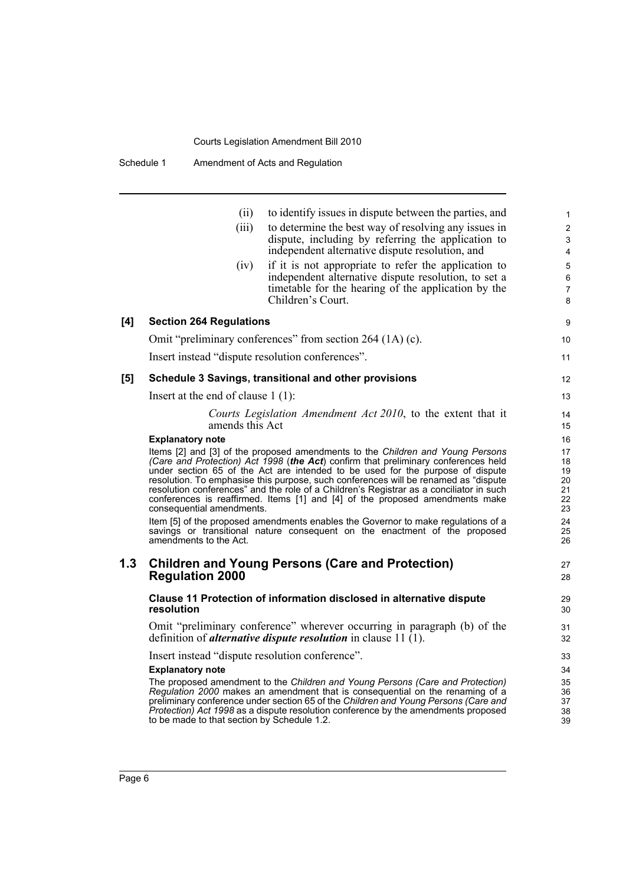(ii) to identify issues in dispute between the parties, and

(iii) to determine the best way of resolving any issues in dispute, including by referring the application to independent alternative dispute resolution, and

(iv) if it is not appropriate to refer the application to independent alternative dispute resolution, to set a timetable for the hearing of the application by the Children's Court.

**[4] Section 264 Regulations**

Omit "preliminary conferences" from section 264 (1A) (c).

Insert instead "dispute resolution conferences".

**[5] Schedule 3 Savings, transitional and other provisions**

Insert at the end of clause 1 (1):

> *Courts Legislation Amendment Act 2010*, to the extent that it amends this Act

**Explanatory note**

Items [2] and [3] of the proposed amendments to the *Children and Young Persons (Care and Protection) Act 1998* (***the Act***) confirm that preliminary conferences held under section 65 of the Act are intended to be used for the purpose of dispute resolution. To emphasise this purpose, such conferences will be renamed as "dispute resolution conferences" and the role of a Children's Registrar as a conciliator in such conferences is reaffirmed. Items [1] and [4] of the proposed amendments make consequential amendments.

Item [5] of the proposed amendments enables the Governor to make regulations of a savings or transitional nature consequent on the enactment of the proposed amendments to the Act.

## 1.3 Children and Young Persons (Care and Protection) Regulation 2000

**Clause 11 Protection of information disclosed in alternative dispute resolution**

Omit "preliminary conference" wherever occurring in paragraph (b) of the definition of ***alternative dispute resolution*** in clause 11 (1).

Insert instead "dispute resolution conference".

**Explanatory note**

The proposed amendment to the *Children and Young Persons (Care and Protection) Regulation 2000* makes an amendment that is consequential on the renaming of a preliminary conference under section 65 of the *Children and Young Persons (Care and Protection) Act 1998* as a dispute resolution conference by the amendments proposed to be made to that section by Schedule 1.2.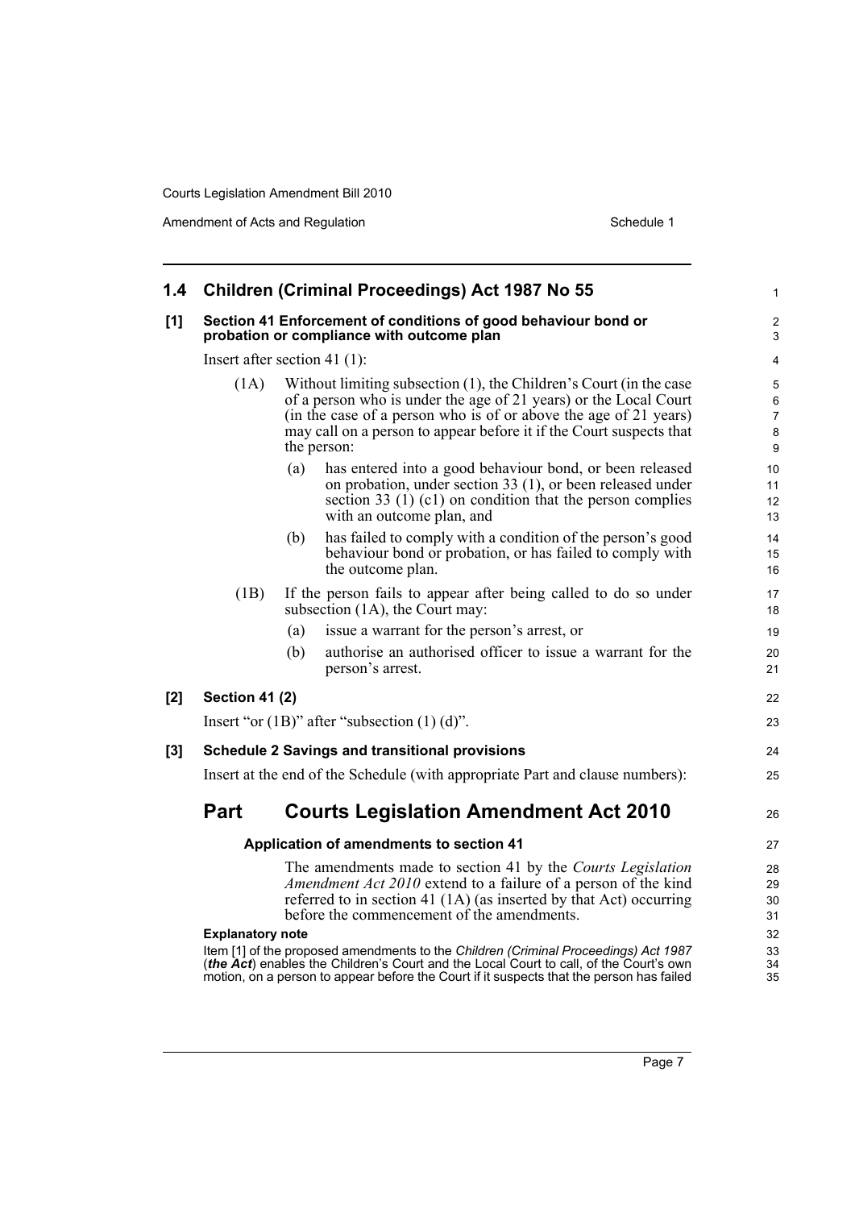## 1.4 Children (Criminal Proceedings) Act 1987 No 55

**[1] Section 41 Enforcement of conditions of good behaviour bond or probation or compliance with outcome plan**

Insert after section 41 (1):

(1A) Without limiting subsection (1), the Children's Court (in the case of a person who is under the age of 21 years) or the Local Court (in the case of a person who is of or above the age of 21 years) may call on a person to appear before it if the Court suspects that the person:

(a) has entered into a good behaviour bond, or been released on probation, under section 33 (1), or been released under section 33 (1) (c1) on condition that the person complies with an outcome plan, and

(b) has failed to comply with a condition of the person's good behaviour bond or probation, or has failed to comply with the outcome plan.

(1B) If the person fails to appear after being called to do so under subsection (1A), the Court may:

(a) issue a warrant for the person's arrest, or

(b) authorise an authorised officer to issue a warrant for the person's arrest.

**[2] Section 41 (2)**

Insert "or (1B)" after "subsection (1) (d)".

**[3] Schedule 2 Savings and transitional provisions**

Insert at the end of the Schedule (with appropriate Part and clause numbers):

# Part Courts Legislation Amendment Act 2010

**Application of amendments to section 41**

The amendments made to section 41 by the *Courts Legislation Amendment Act 2010* extend to a failure of a person of the kind referred to in section 41 (1A) (as inserted by that Act) occurring before the commencement of the amendments.

**Explanatory note**

Item [1] of the proposed amendments to the *Children (Criminal Proceedings) Act 1987* (***the Act***) enables the Children's Court and the Local Court to call, of the Court's own motion, on a person to appear before the Court if it suspects that the person has failed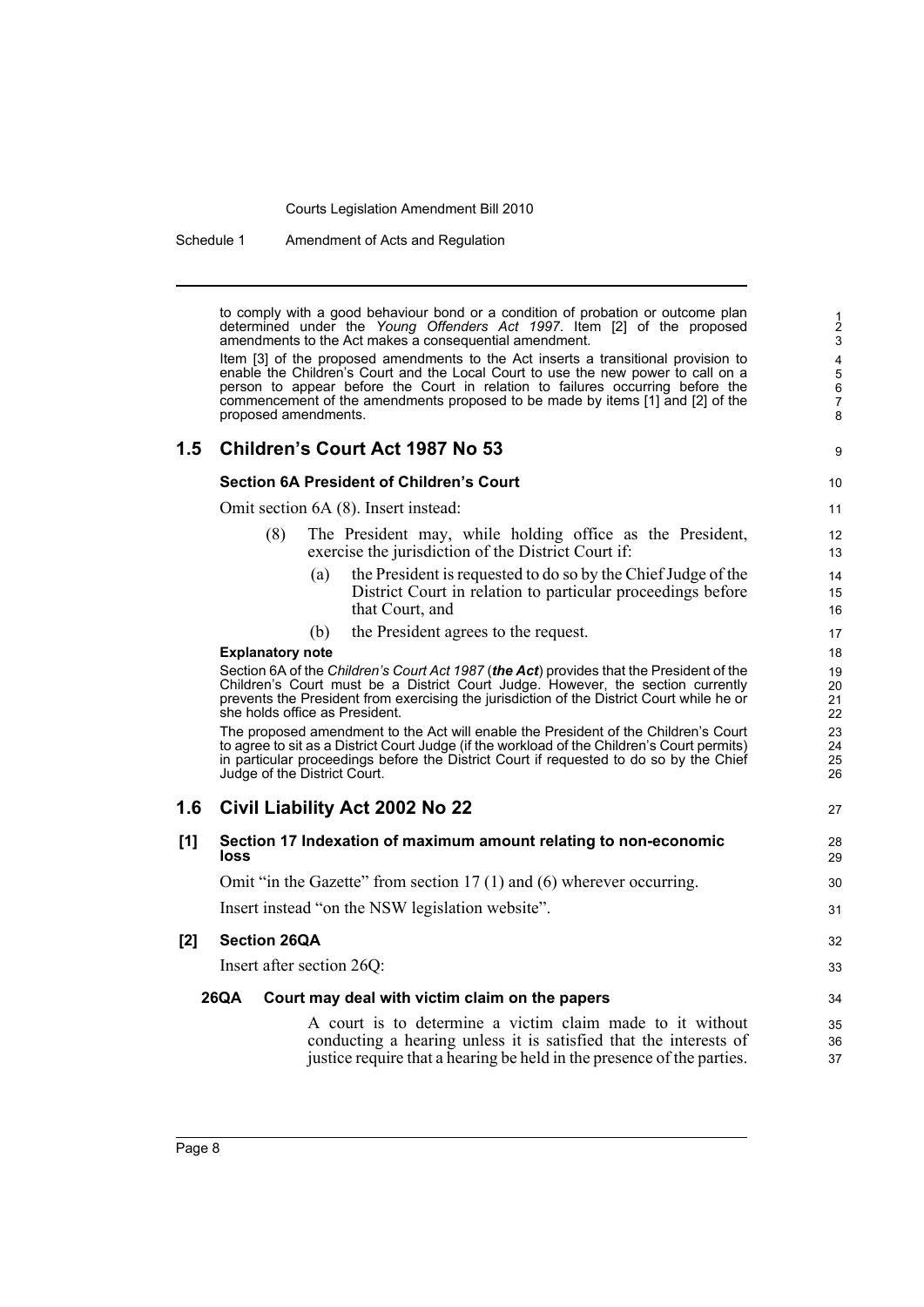to comply with a good behaviour bond or a condition of probation or outcome plan determined under the *Young Offenders Act 1997*. Item [2] of the proposed amendments to the Act makes a consequential amendment.

Item [3] of the proposed amendments to the Act inserts a transitional provision to enable the Children's Court and the Local Court to use the new power to call on a person to appear before the Court in relation to failures occurring before the commencement of the amendments proposed to be made by items [1] and [2] of the proposed amendments.

## 1.5 Children's Court Act 1987 No 53

### Section 6A President of Children's Court

Omit section 6A (8). Insert instead:

(8) The President may, while holding office as the President, exercise the jurisdiction of the District Court if:

(a) the President is requested to do so by the Chief Judge of the District Court in relation to particular proceedings before that Court, and

(b) the President agrees to the request.

**Explanatory note**

Section 6A of the *Children's Court Act 1987* (***the Act***) provides that the President of the Children's Court must be a District Court Judge. However, the section currently prevents the President from exercising the jurisdiction of the District Court while he or she holds office as President.

The proposed amendment to the Act will enable the President of the Children's Court to agree to sit as a District Court Judge (if the workload of the Children's Court permits) in particular proceedings before the District Court if requested to do so by the Chief Judge of the District Court.

## 1.6 Civil Liability Act 2002 No 22

### [1] Section 17 Indexation of maximum amount relating to non-economic loss

Omit "in the Gazette" from section 17 (1) and (6) wherever occurring.

Insert instead "on the NSW legislation website".

### [2] Section 26QA

Insert after section 26Q:

**26QA Court may deal with victim claim on the papers**

A court is to determine a victim claim made to it without conducting a hearing unless it is satisfied that the interests of justice require that a hearing be held in the presence of the parties.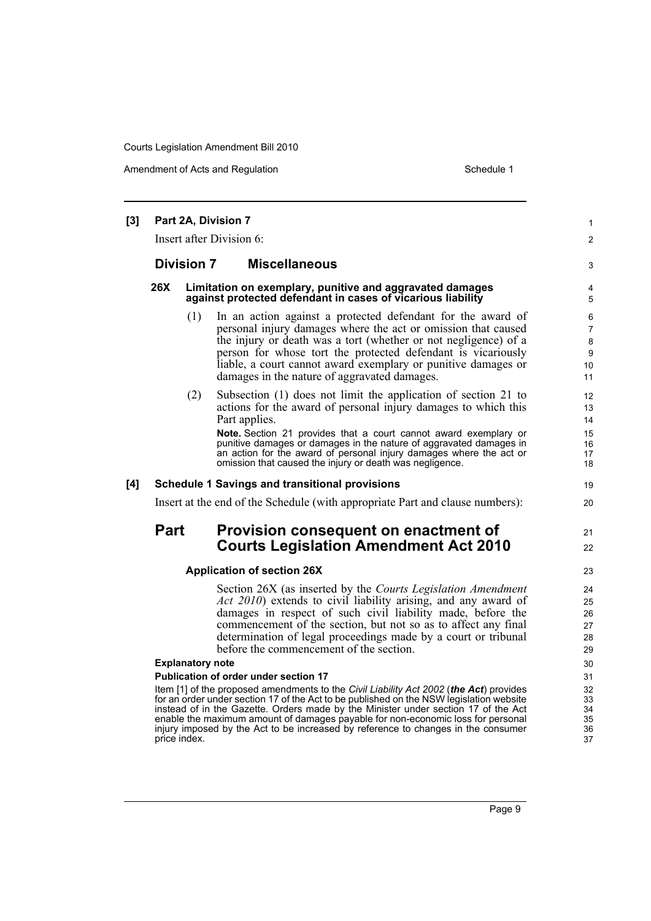**[3] Part 2A, Division 7**

Insert after Division 6:

## Division 7 Miscellaneous

### 26X Limitation on exemplary, punitive and aggravated damages against protected defendant in cases of vicarious liability

(1) In an action against a protected defendant for the award of personal injury damages where the act or omission that caused the injury or death was a tort (whether or not negligence) of a person for whose tort the protected defendant is vicariously liable, a court cannot award exemplary or punitive damages or damages in the nature of aggravated damages.

(2) Subsection (1) does not limit the application of section 21 to actions for the award of personal injury damages to which this Part applies.

**Note.** Section 21 provides that a court cannot award exemplary or punitive damages or damages in the nature of aggravated damages in an action for the award of personal injury damages where the act or omission that caused the injury or death was negligence.

**[4] Schedule 1 Savings and transitional provisions**

Insert at the end of the Schedule (with appropriate Part and clause numbers):

## Part Provision consequent on enactment of Courts Legislation Amendment Act 2010

### Application of section 26X

Section 26X (as inserted by the *Courts Legislation Amendment Act 2010*) extends to civil liability arising, and any award of damages in respect of such civil liability made, before the commencement of the section, but not so as to affect any final determination of legal proceedings made by a court or tribunal before the commencement of the section.

**Explanatory note**

**Publication of order under section 17**

Item [1] of the proposed amendments to the *Civil Liability Act 2002* (***the Act***) provides for an order under section 17 of the Act to be published on the NSW legislation website instead of in the Gazette. Orders made by the Minister under section 17 of the Act enable the maximum amount of damages payable for non-economic loss for personal injury imposed by the Act to be increased by reference to changes in the consumer price index.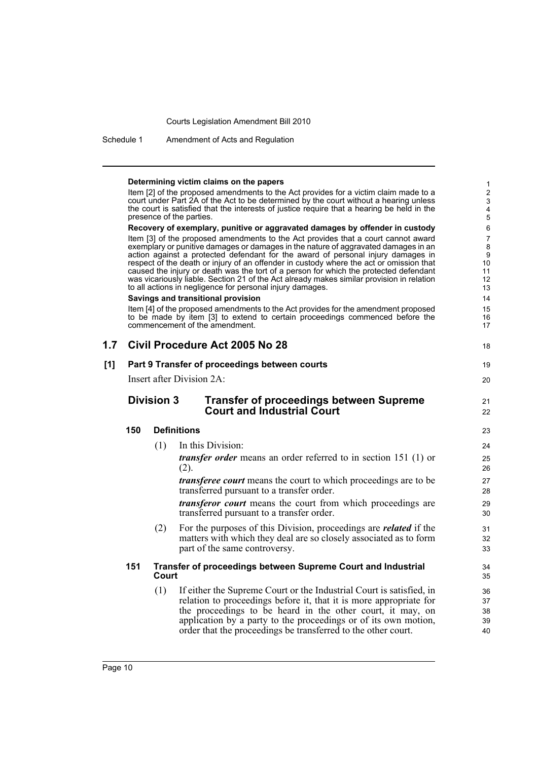**Determining victim claims on the papers**

Item [2] of the proposed amendments to the Act provides for a victim claim made to a court under Part 2A of the Act to be determined by the court without a hearing unless the court is satisfied that the interests of justice require that a hearing be held in the presence of the parties.

**Recovery of exemplary, punitive or aggravated damages by offender in custody**

Item [3] of the proposed amendments to the Act provides that a court cannot award exemplary or punitive damages or damages in the nature of aggravated damages in an action against a protected defendant for the award of personal injury damages in respect of the death or injury of an offender in custody where the act or omission that caused the injury or death was the tort of a person for which the protected defendant was vicariously liable. Section 21 of the Act already makes similar provision in relation to all actions in negligence for personal injury damages.

**Savings and transitional provision**

Item [4] of the proposed amendments to the Act provides for the amendment proposed to be made by item [3] to extend to certain proceedings commenced before the commencement of the amendment.

## 1.7 Civil Procedure Act 2005 No 28

**[1] Part 9 Transfer of proceedings between courts**

Insert after Division 2A:

### Division 3 Transfer of proceedings between Supreme Court and Industrial Court

#### 150 Definitions

(1) In this Division:

***transfer order*** means an order referred to in section 151 (1) or (2).

***transferee court*** means the court to which proceedings are to be transferred pursuant to a transfer order.

***transferor court*** means the court from which proceedings are transferred pursuant to a transfer order.

(2) For the purposes of this Division, proceedings are ***related*** if the matters with which they deal are so closely associated as to form part of the same controversy.

#### 151 Transfer of proceedings between Supreme Court and Industrial Court

(1) If either the Supreme Court or the Industrial Court is satisfied, in relation to proceedings before it, that it is more appropriate for the proceedings to be heard in the other court, it may, on application by a party to the proceedings or of its own motion, order that the proceedings be transferred to the other court.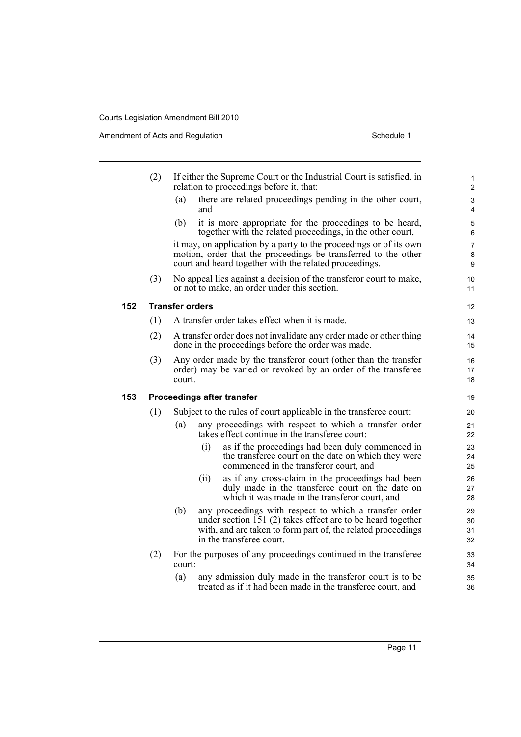(2) If either the Supreme Court or the Industrial Court is satisfied, in relation to proceedings before it, that:

(a) there are related proceedings pending in the other court, and

(b) it is more appropriate for the proceedings to be heard, together with the related proceedings, in the other court,

it may, on application by a party to the proceedings or of its own motion, order that the proceedings be transferred to the other court and heard together with the related proceedings.

(3) No appeal lies against a decision of the transferor court to make, or not to make, an order under this section.

**152 Transfer orders**

(1) A transfer order takes effect when it is made.

(2) A transfer order does not invalidate any order made or other thing done in the proceedings before the order was made.

(3) Any order made by the transferor court (other than the transfer order) may be varied or revoked by an order of the transferee court.

**153 Proceedings after transfer**

(1) Subject to the rules of court applicable in the transferee court:

(a) any proceedings with respect to which a transfer order takes effect continue in the transferee court:

(i) as if the proceedings had been duly commenced in the transferee court on the date on which they were commenced in the transferor court, and

(ii) as if any cross-claim in the proceedings had been duly made in the transferee court on the date on which it was made in the transferor court, and

(b) any proceedings with respect to which a transfer order under section 151 (2) takes effect are to be heard together with, and are taken to form part of, the related proceedings in the transferee court.

(2) For the purposes of any proceedings continued in the transferee court:

(a) any admission duly made in the transferor court is to be treated as if it had been made in the transferee court, and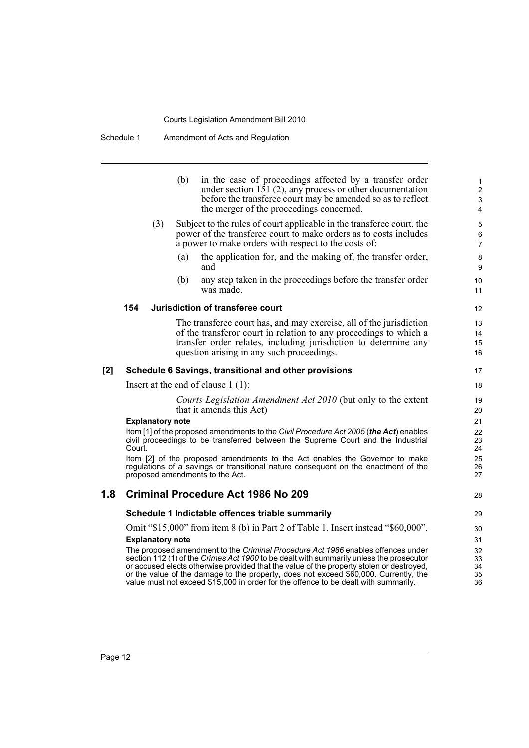(b) in the case of proceedings affected by a transfer order under section 151 (2), any process or other documentation before the transferee court may be amended so as to reflect the merger of the proceedings concerned.

(3) Subject to the rules of court applicable in the transferee court, the power of the transferee court to make orders as to costs includes a power to make orders with respect to the costs of:

(a) the application for, and the making of, the transfer order, and

(b) any step taken in the proceedings before the transfer order was made.

**154 Jurisdiction of transferee court**

The transferee court has, and may exercise, all of the jurisdiction of the transferor court in relation to any proceedings to which a transfer order relates, including jurisdiction to determine any question arising in any such proceedings.

**[2] Schedule 6 Savings, transitional and other provisions**

Insert at the end of clause 1 (1):

*Courts Legislation Amendment Act 2010* (but only to the extent that it amends this Act)

**Explanatory note**

Item [1] of the proposed amendments to the *Civil Procedure Act 2005* (***the Act***) enables civil proceedings to be transferred between the Supreme Court and the Industrial Court.

Item [2] of the proposed amendments to the Act enables the Governor to make regulations of a savings or transitional nature consequent on the enactment of the proposed amendments to the Act.

## 1.8 Criminal Procedure Act 1986 No 209

**Schedule 1 Indictable offences triable summarily**

Omit "$15,000" from item 8 (b) in Part 2 of Table 1. Insert instead "$60,000".

**Explanatory note**

The proposed amendment to the *Criminal Procedure Act 1986* enables offences under section 112 (1) of the *Crimes Act 1900* to be dealt with summarily unless the prosecutor or accused elects otherwise provided that the value of the property stolen or destroyed, or the value of the damage to the property, does not exceed $60,000. Currently, the value must not exceed $15,000 in order for the offence to be dealt with summarily.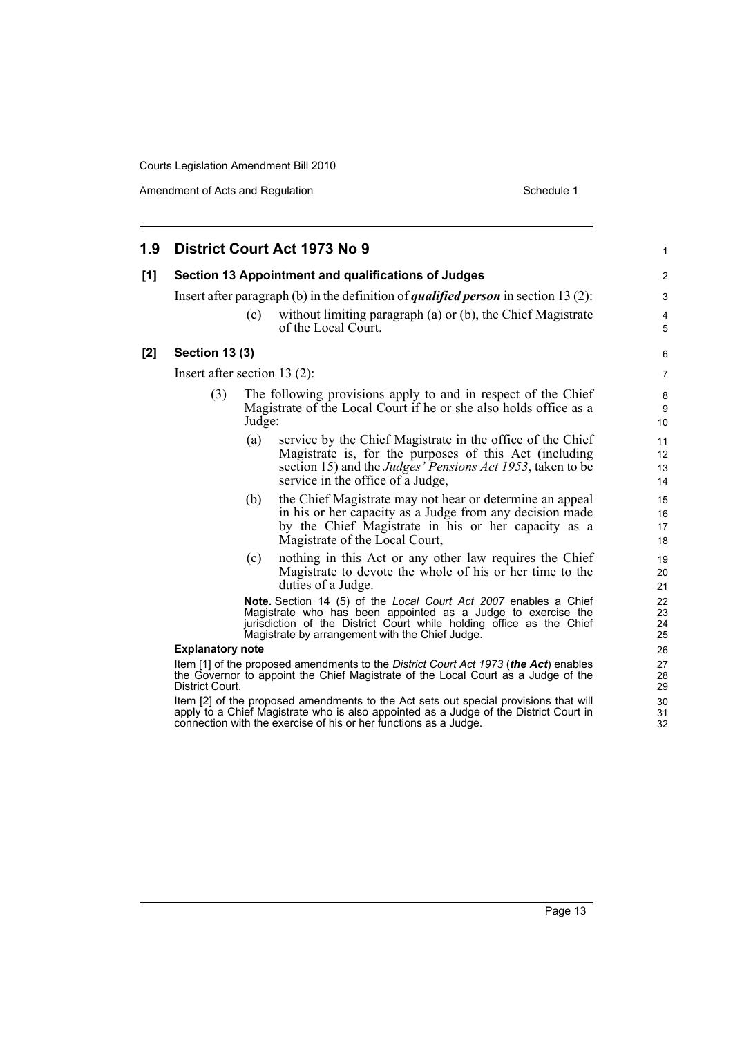## 1.9 District Court Act 1973 No 9

### [1] Section 13 Appointment and qualifications of Judges

Insert after paragraph (b) in the definition of ***qualified person*** in section 13 (2):

(c) without limiting paragraph (a) or (b), the Chief Magistrate of the Local Court.

### [2] Section 13 (3)

Insert after section 13 (2):

(3) The following provisions apply to and in respect of the Chief Magistrate of the Local Court if he or she also holds office as a Judge:

(a) service by the Chief Magistrate in the office of the Chief Magistrate is, for the purposes of this Act (including section 15) and the *Judges' Pensions Act 1953*, taken to be service in the office of a Judge,

(b) the Chief Magistrate may not hear or determine an appeal in his or her capacity as a Judge from any decision made by the Chief Magistrate in his or her capacity as a Magistrate of the Local Court,

(c) nothing in this Act or any other law requires the Chief Magistrate to devote the whole of his or her time to the duties of a Judge.

**Note.** Section 14 (5) of the *Local Court Act 2007* enables a Chief Magistrate who has been appointed as a Judge to exercise the jurisdiction of the District Court while holding office as the Chief Magistrate by arrangement with the Chief Judge.

#### Explanatory note

Item [1] of the proposed amendments to the *District Court Act 1973* (***the Act***) enables the Governor to appoint the Chief Magistrate of the Local Court as a Judge of the District Court.

Item [2] of the proposed amendments to the Act sets out special provisions that will apply to a Chief Magistrate who is also appointed as a Judge of the District Court in connection with the exercise of his or her functions as a Judge.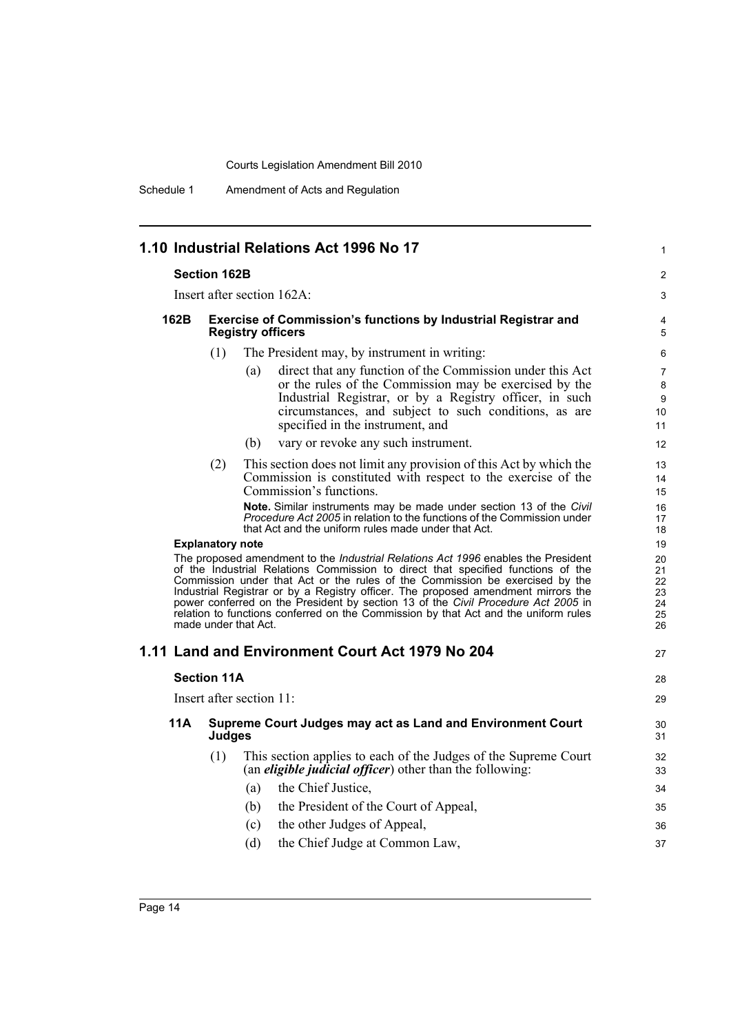## 1.10 Industrial Relations Act 1996 No 17

### Section 162B

Insert after section 162A:

#### 162B Exercise of Commission's functions by Industrial Registrar and Registry officers

(1) The President may, by instrument in writing:

- (a) direct that any function of the Commission under this Act or the rules of the Commission may be exercised by the Industrial Registrar, or by a Registry officer, in such circumstances, and subject to such conditions, as are specified in the instrument, and
- (b) vary or revoke any such instrument.

(2) This section does not limit any provision of this Act by which the Commission is constituted with respect to the exercise of the Commission's functions.

**Note.** Similar instruments may be made under section 13 of the *Civil Procedure Act 2005* in relation to the functions of the Commission under that Act and the uniform rules made under that Act.

**Explanatory note**

The proposed amendment to the *Industrial Relations Act 1996* enables the President of the Industrial Relations Commission to direct that specified functions of the Commission under that Act or the rules of the Commission be exercised by the Industrial Registrar or by a Registry officer. The proposed amendment mirrors the power conferred on the President by section 13 of the *Civil Procedure Act 2005* in relation to functions conferred on the Commission by that Act and the uniform rules made under that Act.

## 1.11 Land and Environment Court Act 1979 No 204

### Section 11A

Insert after section 11:

#### 11A Supreme Court Judges may act as Land and Environment Court Judges

(1) This section applies to each of the Judges of the Supreme Court (an ***eligible judicial officer***) other than the following:

- (a) the Chief Justice,
- (b) the President of the Court of Appeal,
- (c) the other Judges of Appeal,
- (d) the Chief Judge at Common Law,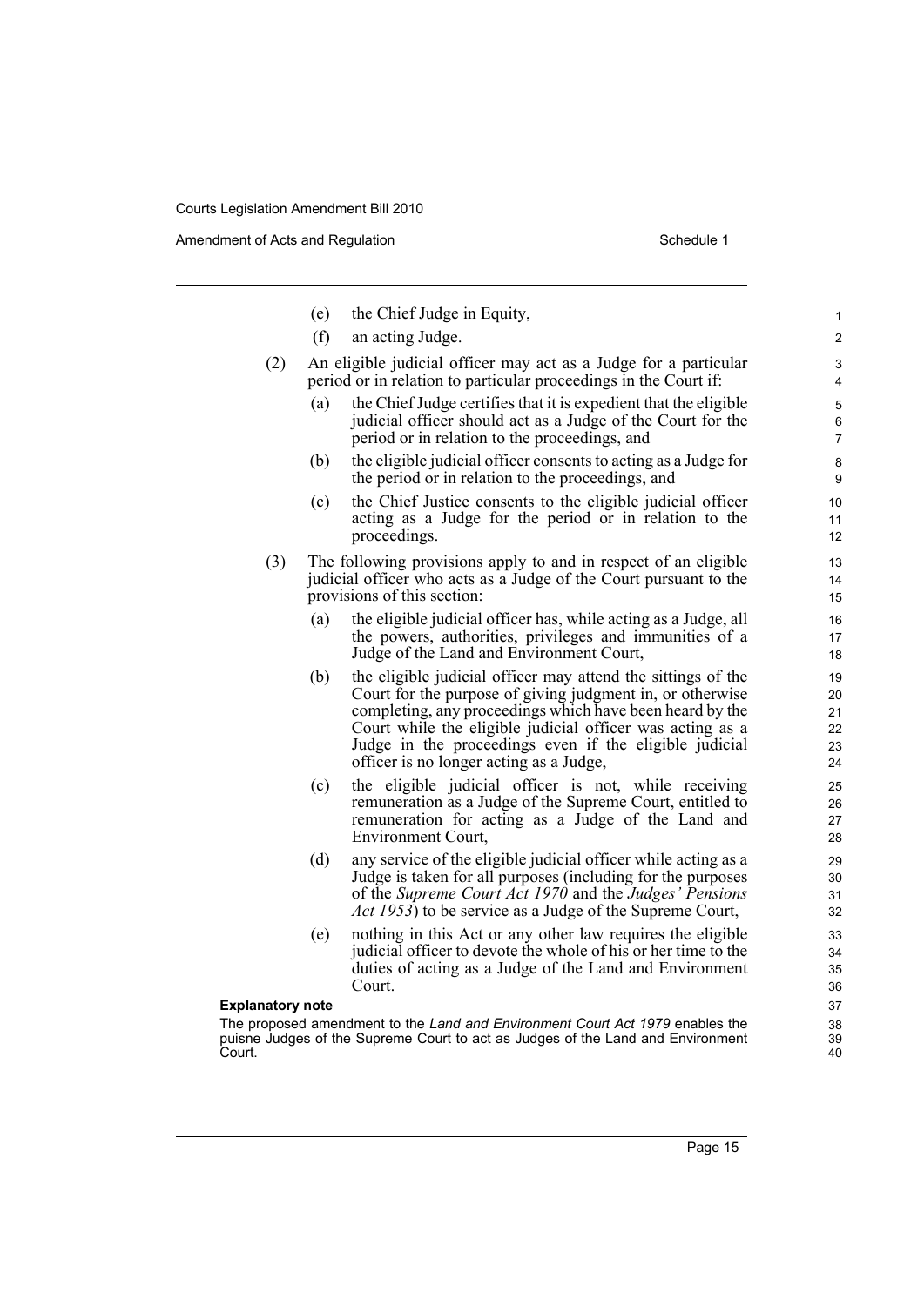(e) the Chief Judge in Equity,

(f) an acting Judge.

(2) An eligible judicial officer may act as a Judge for a particular period or in relation to particular proceedings in the Court if:

(a) the Chief Judge certifies that it is expedient that the eligible judicial officer should act as a Judge of the Court for the period or in relation to the proceedings, and

(b) the eligible judicial officer consents to acting as a Judge for the period or in relation to the proceedings, and

(c) the Chief Justice consents to the eligible judicial officer acting as a Judge for the period or in relation to the proceedings.

(3) The following provisions apply to and in respect of an eligible judicial officer who acts as a Judge of the Court pursuant to the provisions of this section:

(a) the eligible judicial officer has, while acting as a Judge, all the powers, authorities, privileges and immunities of a Judge of the Land and Environment Court,

(b) the eligible judicial officer may attend the sittings of the Court for the purpose of giving judgment in, or otherwise completing, any proceedings which have been heard by the Court while the eligible judicial officer was acting as a Judge in the proceedings even if the eligible judicial officer is no longer acting as a Judge,

(c) the eligible judicial officer is not, while receiving remuneration as a Judge of the Supreme Court, entitled to remuneration for acting as a Judge of the Land and Environment Court,

(d) any service of the eligible judicial officer while acting as a Judge is taken for all purposes (including for the purposes of the *Supreme Court Act 1970* and the *Judges' Pensions Act 1953*) to be service as a Judge of the Supreme Court,

(e) nothing in this Act or any other law requires the eligible judicial officer to devote the whole of his or her time to the duties of acting as a Judge of the Land and Environment Court.

**Explanatory note**

The proposed amendment to the *Land and Environment Court Act 1979* enables the puisne Judges of the Supreme Court to act as Judges of the Land and Environment Court.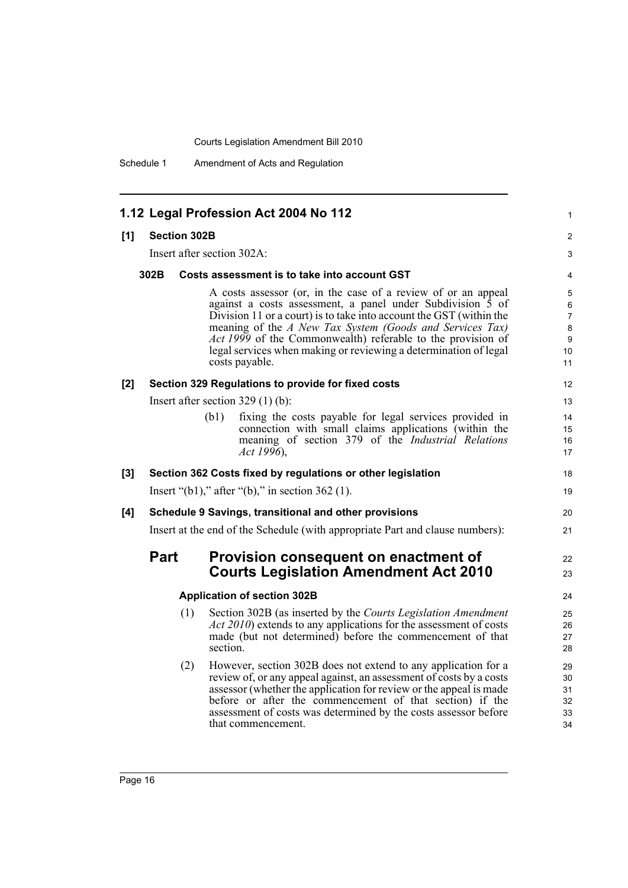## 1.12 Legal Profession Act 2004 No 112

**[1] Section 302B**

Insert after section 302A:

### 302B Costs assessment is to take into account GST

A costs assessor (or, in the case of a review of or an appeal against a costs assessment, a panel under Subdivision 5 of Division 11 or a court) is to take into account the GST (within the meaning of the *A New Tax System (Goods and Services Tax) Act 1999* of the Commonwealth) referable to the provision of legal services when making or reviewing a determination of legal costs payable.

**[2] Section 329 Regulations to provide for fixed costs**

Insert after section 329 (1) (b):

(b1) fixing the costs payable for legal services provided in connection with small claims applications (within the meaning of section 379 of the *Industrial Relations Act 1996*),

**[3] Section 362 Costs fixed by regulations or other legislation**

Insert "(b1)," after "(b)," in section 362 (1).

**[4] Schedule 9 Savings, transitional and other provisions**

Insert at the end of the Schedule (with appropriate Part and clause numbers):

## Part Provision consequent on enactment of Courts Legislation Amendment Act 2010

### Application of section 302B

(1) Section 302B (as inserted by the *Courts Legislation Amendment Act 2010*) extends to any applications for the assessment of costs made (but not determined) before the commencement of that section.

(2) However, section 302B does not extend to any application for a review of, or any appeal against, an assessment of costs by a costs assessor (whether the application for review or the appeal is made before or after the commencement of that section) if the assessment of costs was determined by the costs assessor before that commencement.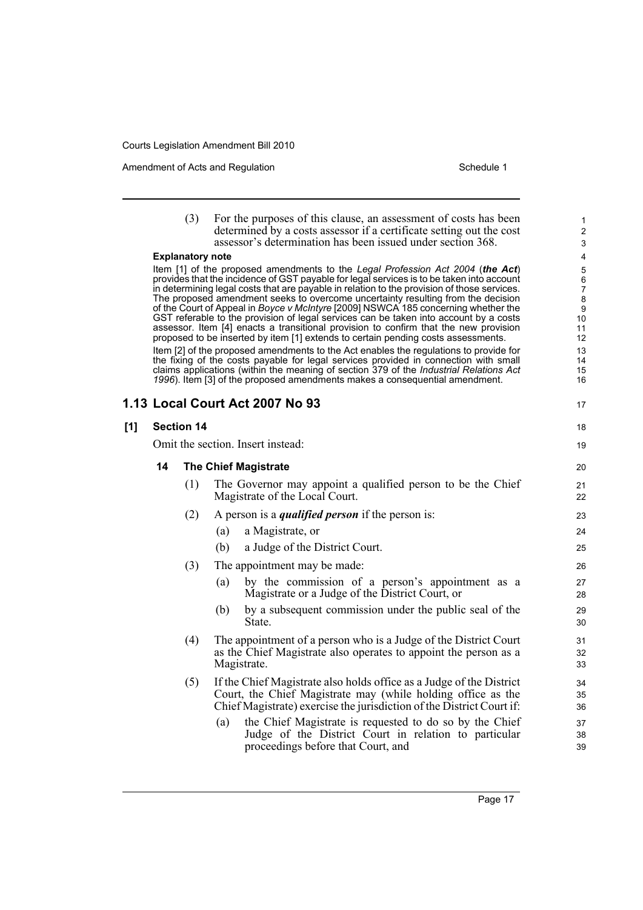(3) For the purposes of this clause, an assessment of costs has been determined by a costs assessor if a certificate setting out the cost assessor's determination has been issued under section 368.

**Explanatory note**

Item [1] of the proposed amendments to the *Legal Profession Act 2004* (***the Act***) provides that the incidence of GST payable for legal services is to be taken into account in determining legal costs that are payable in relation to the provision of those services. The proposed amendment seeks to overcome uncertainty resulting from the decision of the Court of Appeal in *Boyce v McIntyre* [2009] NSWCA 185 concerning whether the GST referable to the provision of legal services can be taken into account by a costs assessor. Item [4] enacts a transitional provision to confirm that the new provision proposed to be inserted by item [1] extends to certain pending costs assessments.

Item [2] of the proposed amendments to the Act enables the regulations to provide for the fixing of the costs payable for legal services provided in connection with small claims applications (within the meaning of section 379 of the *Industrial Relations Act 1996*). Item [3] of the proposed amendments makes a consequential amendment.

## 1.13 Local Court Act 2007 No 93

### [1] Section 14

Omit the section. Insert instead:

#### 14 The Chief Magistrate

(1) The Governor may appoint a qualified person to be the Chief Magistrate of the Local Court.

(2) A person is a ***qualified person*** if the person is:

(a) a Magistrate, or

(b) a Judge of the District Court.

(3) The appointment may be made:

(a) by the commission of a person's appointment as a Magistrate or a Judge of the District Court, or

(b) by a subsequent commission under the public seal of the State.

(4) The appointment of a person who is a Judge of the District Court as the Chief Magistrate also operates to appoint the person as a Magistrate.

(5) If the Chief Magistrate also holds office as a Judge of the District Court, the Chief Magistrate may (while holding office as the Chief Magistrate) exercise the jurisdiction of the District Court if:

(a) the Chief Magistrate is requested to do so by the Chief Judge of the District Court in relation to particular proceedings before that Court, and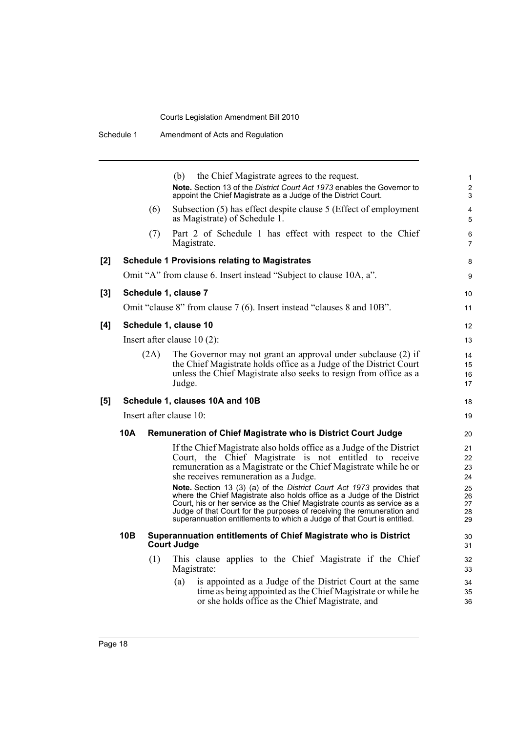(b) the Chief Magistrate agrees to the request.

**Note.** Section 13 of the *District Court Act 1973* enables the Governor to appoint the Chief Magistrate as a Judge of the District Court.

(6) Subsection (5) has effect despite clause 5 (Effect of employment as Magistrate) of Schedule 1.

(7) Part 2 of Schedule 1 has effect with respect to the Chief Magistrate.

**[2] Schedule 1 Provisions relating to Magistrates**

Omit "A" from clause 6. Insert instead "Subject to clause 10A, a".

**[3] Schedule 1, clause 7**

Omit "clause 8" from clause 7 (6). Insert instead "clauses 8 and 10B".

**[4] Schedule 1, clause 10**

Insert after clause 10 (2):

(2A) The Governor may not grant an approval under subclause (2) if the Chief Magistrate holds office as a Judge of the District Court unless the Chief Magistrate also seeks to resign from office as a Judge.

**[5] Schedule 1, clauses 10A and 10B**

Insert after clause 10:

**10A Remuneration of Chief Magistrate who is District Court Judge**

If the Chief Magistrate also holds office as a Judge of the District Court, the Chief Magistrate is not entitled to receive remuneration as a Magistrate or the Chief Magistrate while he or she receives remuneration as a Judge.

**Note.** Section 13 (3) (a) of the *District Court Act 1973* provides that where the Chief Magistrate also holds office as a Judge of the District Court, his or her service as the Chief Magistrate counts as service as a Judge of that Court for the purposes of receiving the remuneration and superannuation entitlements to which a Judge of that Court is entitled.

**10B Superannuation entitlements of Chief Magistrate who is District Court Judge**

(1) This clause applies to the Chief Magistrate if the Chief Magistrate:

(a) is appointed as a Judge of the District Court at the same time as being appointed as the Chief Magistrate or while he or she holds office as the Chief Magistrate, and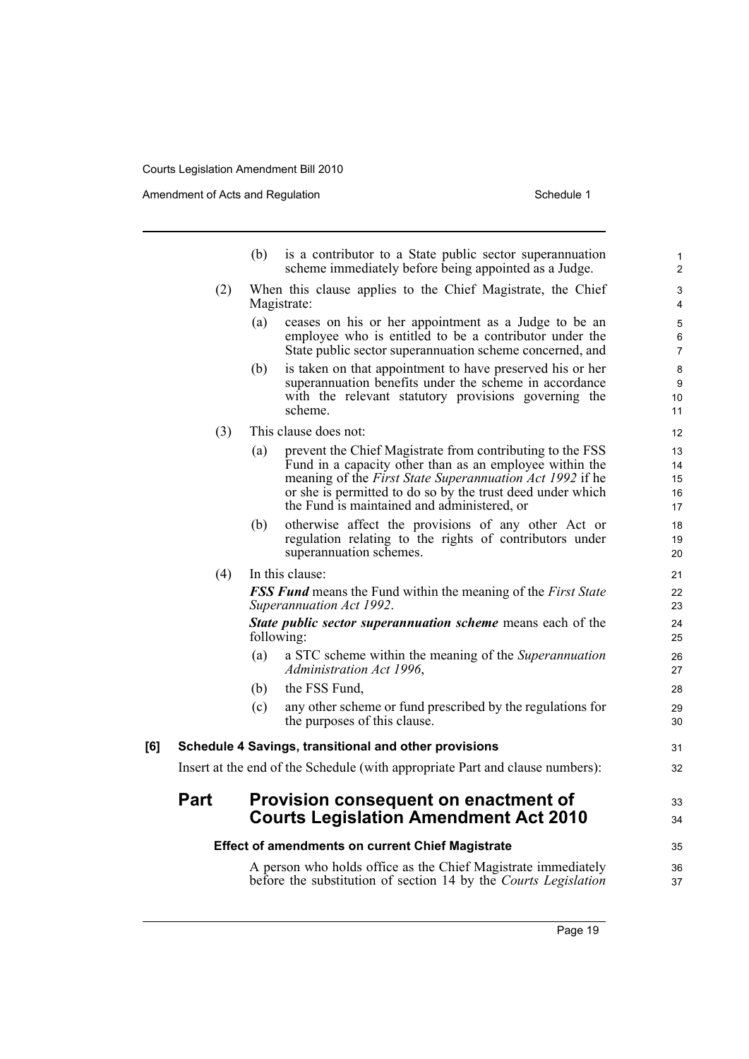(b) is a contributor to a State public sector superannuation scheme immediately before being appointed as a Judge.

(2) When this clause applies to the Chief Magistrate, the Chief Magistrate:

(a) ceases on his or her appointment as a Judge to be an employee who is entitled to be a contributor under the State public sector superannuation scheme concerned, and

(b) is taken on that appointment to have preserved his or her superannuation benefits under the scheme in accordance with the relevant statutory provisions governing the scheme.

(3) This clause does not:

(a) prevent the Chief Magistrate from contributing to the FSS Fund in a capacity other than as an employee within the meaning of the *First State Superannuation Act 1992* if he or she is permitted to do so by the trust deed under which the Fund is maintained and administered, or

(b) otherwise affect the provisions of any other Act or regulation relating to the rights of contributors under superannuation schemes.

(4) In this clause:

***FSS Fund*** means the Fund within the meaning of the *First State Superannuation Act 1992*.

***State public sector superannuation scheme*** means each of the following:

(a) a STC scheme within the meaning of the *Superannuation Administration Act 1996*,

(b) the FSS Fund,

(c) any other scheme or fund prescribed by the regulations for the purposes of this clause.

**[6] Schedule 4 Savings, transitional and other provisions**

Insert at the end of the Schedule (with appropriate Part and clause numbers):

## Part Provision consequent on enactment of Courts Legislation Amendment Act 2010

**Effect of amendments on current Chief Magistrate**

A person who holds office as the Chief Magistrate immediately before the substitution of section 14 by the *Courts Legislation*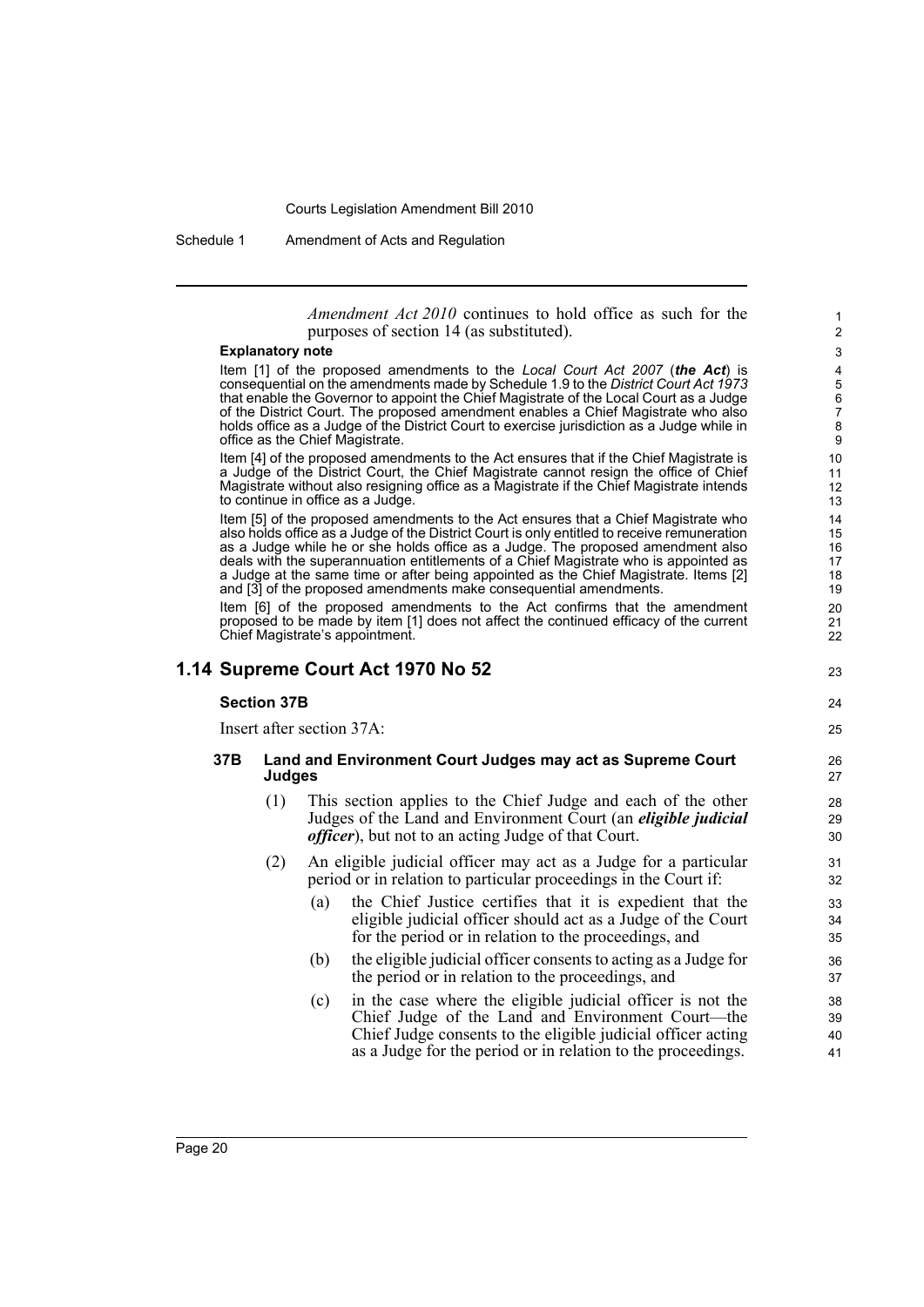*Amendment Act 2010* continues to hold office as such for the purposes of section 14 (as substituted).

**Explanatory note**

Item [1] of the proposed amendments to the *Local Court Act 2007* (***the Act***) is consequential on the amendments made by Schedule 1.9 to the *District Court Act 1973* that enable the Governor to appoint the Chief Magistrate of the Local Court as a Judge of the District Court. The proposed amendment enables a Chief Magistrate who also holds office as a Judge of the District Court to exercise jurisdiction as a Judge while in office as the Chief Magistrate.

Item [4] of the proposed amendments to the Act ensures that if the Chief Magistrate is a Judge of the District Court, the Chief Magistrate cannot resign the office of Chief Magistrate without also resigning office as a Magistrate if the Chief Magistrate intends to continue in office as a Judge.

Item [5] of the proposed amendments to the Act ensures that a Chief Magistrate who also holds office as a Judge of the District Court is only entitled to receive remuneration as a Judge while he or she holds office as a Judge. The proposed amendment also deals with the superannuation entitlements of a Chief Magistrate who is appointed as a Judge at the same time or after being appointed as the Chief Magistrate. Items [2] and [3] of the proposed amendments make consequential amendments.

Item [6] of the proposed amendments to the Act confirms that the amendment proposed to be made by item [1] does not affect the continued efficacy of the current Chief Magistrate's appointment.

## 1.14 Supreme Court Act 1970 No 52

### Section 37B

Insert after section 37A:

**37B Land and Environment Court Judges may act as Supreme Court Judges**

(1) This section applies to the Chief Judge and each of the other Judges of the Land and Environment Court (an ***eligible judicial officer***), but not to an acting Judge of that Court.

(2) An eligible judicial officer may act as a Judge for a particular period or in relation to particular proceedings in the Court if:

(a) the Chief Justice certifies that it is expedient that the eligible judicial officer should act as a Judge of the Court for the period or in relation to the proceedings, and

(b) the eligible judicial officer consents to acting as a Judge for the period or in relation to the proceedings, and

(c) in the case where the eligible judicial officer is not the Chief Judge of the Land and Environment Court—the Chief Judge consents to the eligible judicial officer acting as a Judge for the period or in relation to the proceedings.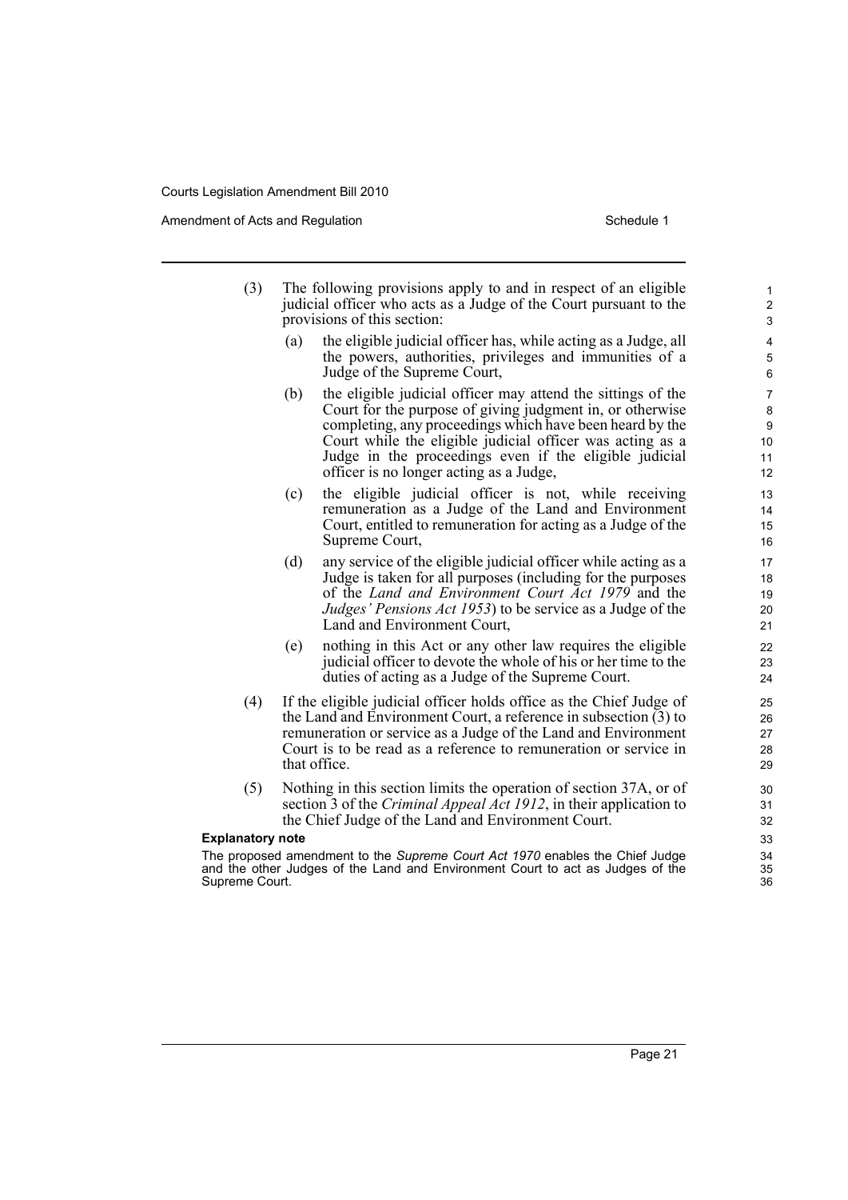(3) The following provisions apply to and in respect of an eligible judicial officer who acts as a Judge of the Court pursuant to the provisions of this section:

(a) the eligible judicial officer has, while acting as a Judge, all the powers, authorities, privileges and immunities of a Judge of the Supreme Court,

(b) the eligible judicial officer may attend the sittings of the Court for the purpose of giving judgment in, or otherwise completing, any proceedings which have been heard by the Court while the eligible judicial officer was acting as a Judge in the proceedings even if the eligible judicial officer is no longer acting as a Judge,

(c) the eligible judicial officer is not, while receiving remuneration as a Judge of the Land and Environment Court, entitled to remuneration for acting as a Judge of the Supreme Court,

(d) any service of the eligible judicial officer while acting as a Judge is taken for all purposes (including for the purposes of the *Land and Environment Court Act 1979* and the *Judges' Pensions Act 1953*) to be service as a Judge of the Land and Environment Court,

(e) nothing in this Act or any other law requires the eligible judicial officer to devote the whole of his or her time to the duties of acting as a Judge of the Supreme Court.

(4) If the eligible judicial officer holds office as the Chief Judge of the Land and Environment Court, a reference in subsection (3) to remuneration or service as a Judge of the Land and Environment Court is to be read as a reference to remuneration or service in that office.

(5) Nothing in this section limits the operation of section 37A, or of section 3 of the *Criminal Appeal Act 1912*, in their application to the Chief Judge of the Land and Environment Court.

**Explanatory note**

The proposed amendment to the *Supreme Court Act 1970* enables the Chief Judge and the other Judges of the Land and Environment Court to act as Judges of the Supreme Court.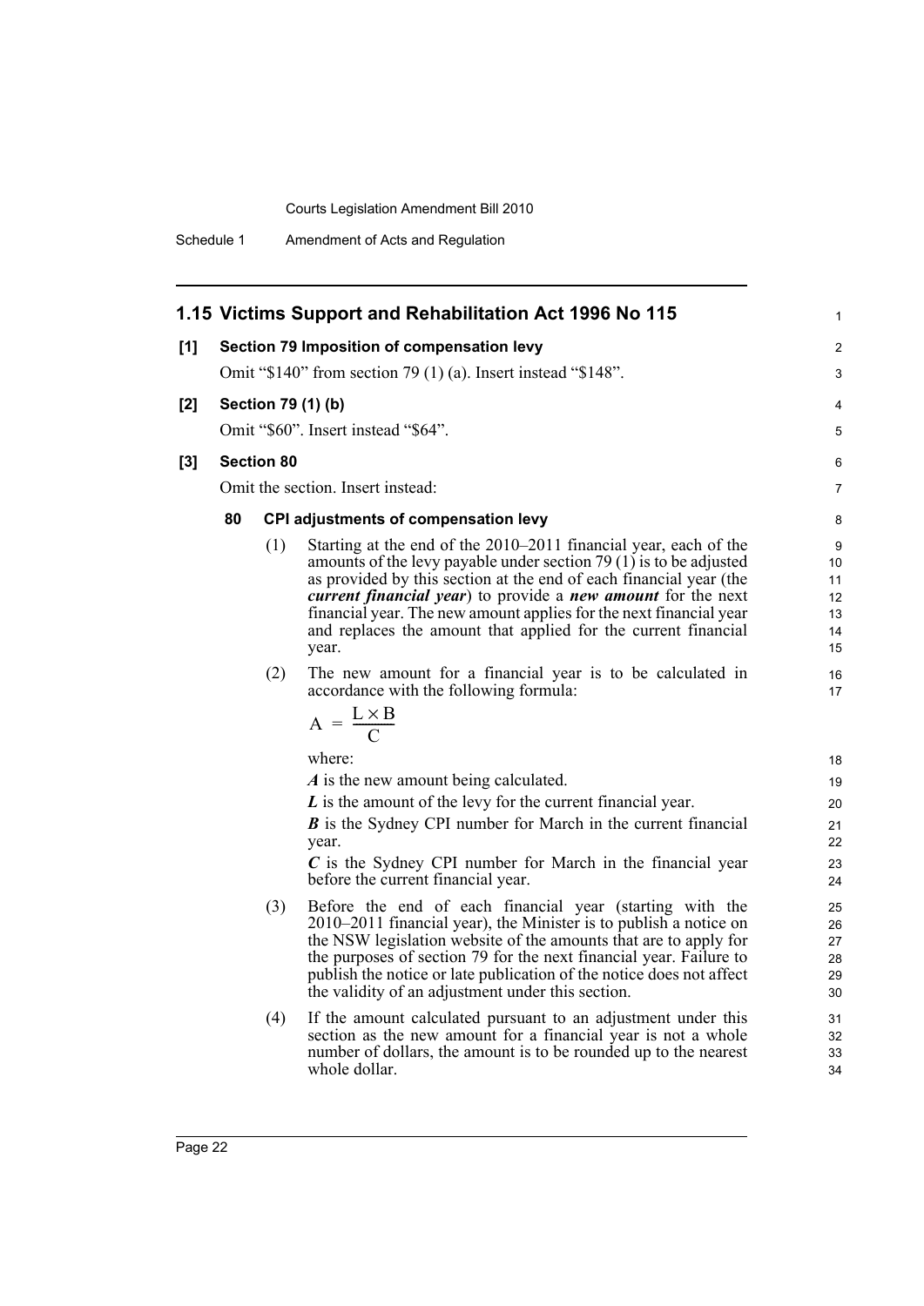## 1.15 Victims Support and Rehabilitation Act 1996 No 115

**[1] Section 79 Imposition of compensation levy**

Omit "$140" from section 79 (1) (a). Insert instead "$148".

**[2] Section 79 (1) (b)**

Omit "$60". Insert instead "$64".

**[3] Section 80**

Omit the section. Insert instead:

**80 CPI adjustments of compensation levy**

(1) Starting at the end of the 2010–2011 financial year, each of the amounts of the levy payable under section 79 (1) is to be adjusted as provided by this section at the end of each financial year (the ***current financial year***) to provide a ***new amount*** for the next financial year. The new amount applies for the next financial year and replaces the amount that applied for the current financial year.

(2) The new amount for a financial year is to be calculated in accordance with the following formula:

$$A = \frac{L \times B}{C}$$

where:

***A*** is the new amount being calculated.

***L*** is the amount of the levy for the current financial year.

***B*** is the Sydney CPI number for March in the current financial year.

***C*** is the Sydney CPI number for March in the financial year before the current financial year.

(3) Before the end of each financial year (starting with the 2010–2011 financial year), the Minister is to publish a notice on the NSW legislation website of the amounts that are to apply for the purposes of section 79 for the next financial year. Failure to publish the notice or late publication of the notice does not affect the validity of an adjustment under this section.

(4) If the amount calculated pursuant to an adjustment under this section as the new amount for a financial year is not a whole number of dollars, the amount is to be rounded up to the nearest whole dollar.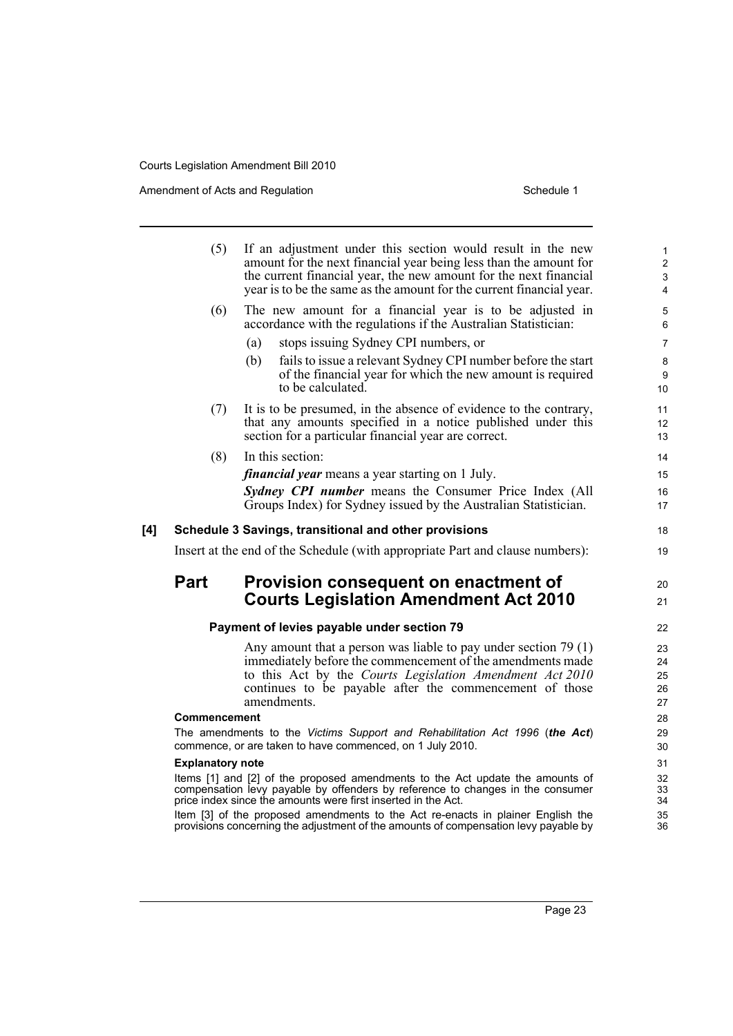(5) If an adjustment under this section would result in the new amount for the next financial year being less than the amount for the current financial year, the new amount for the next financial year is to be the same as the amount for the current financial year.

(6) The new amount for a financial year is to be adjusted in accordance with the regulations if the Australian Statistician:

(a) stops issuing Sydney CPI numbers, or

(b) fails to issue a relevant Sydney CPI number before the start of the financial year for which the new amount is required to be calculated.

(7) It is to be presumed, in the absence of evidence to the contrary, that any amounts specified in a notice published under this section for a particular financial year are correct.

(8) In this section:

***financial year*** means a year starting on 1 July.

***Sydney CPI number*** means the Consumer Price Index (All Groups Index) for Sydney issued by the Australian Statistician.

**[4] Schedule 3 Savings, transitional and other provisions**

Insert at the end of the Schedule (with appropriate Part and clause numbers):

## Part Provision consequent on enactment of Courts Legislation Amendment Act 2010

**Payment of levies payable under section 79**

Any amount that a person was liable to pay under section 79 (1) immediately before the commencement of the amendments made to this Act by the *Courts Legislation Amendment Act 2010* continues to be payable after the commencement of those amendments.

**Commencement**

The amendments to the *Victims Support and Rehabilitation Act 1996* (***the Act***) commence, or are taken to have commenced, on 1 July 2010.

**Explanatory note**

Items [1] and [2] of the proposed amendments to the Act update the amounts of compensation levy payable by offenders by reference to changes in the consumer price index since the amounts were first inserted in the Act.

Item [3] of the proposed amendments to the Act re-enacts in plainer English the provisions concerning the adjustment of the amounts of compensation levy payable by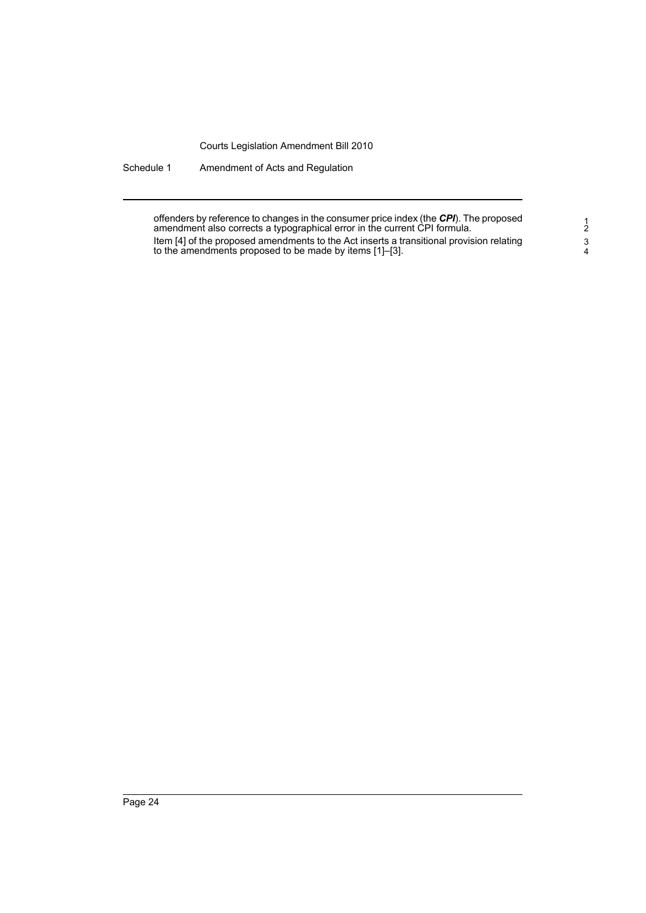offenders by reference to changes in the consumer price index (the ***CPI***). The proposed amendment also corrects a typographical error in the current CPI formula.

Item [4] of the proposed amendments to the Act inserts a transitional provision relating to the amendments proposed to be made by items [1]–[3].